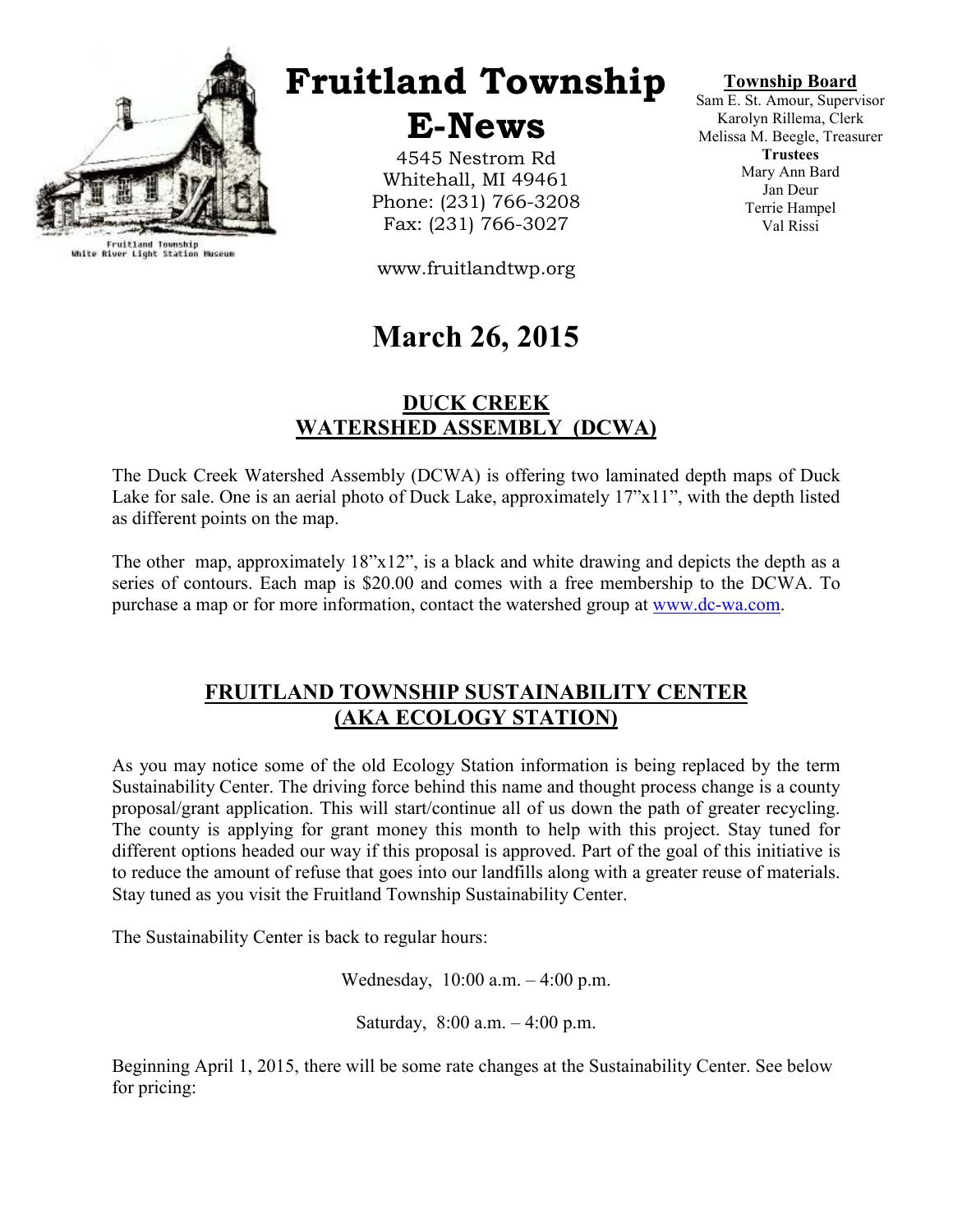Fruitland Township
White River Light Station Museum

# Fruitland Township E-News

4545 Nestrom Rd
Whitehall, MI 49461
Phone: (231) 766-3208
Fax: (231) 766-3027

www.fruitlandtwp.org

**Township Board**
Sam E. St. Amour, Supervisor
Karolyn Rillema, Clerk
Melissa M. Beegle, Treasurer
**Trustees**
Mary Ann Bard
Jan Deur
Terrie Hampel
Val Rissi

# March 26, 2015

## DUCK CREEK WATERSHED ASSEMBLY (DCWA)

The Duck Creek Watershed Assembly (DCWA) is offering two laminated depth maps of Duck Lake for sale. One is an aerial photo of Duck Lake, approximately 17"x11", with the depth listed as different points on the map.

The other map, approximately 18"x12", is a black and white drawing and depicts the depth as a series of contours. Each map is $20.00 and comes with a free membership to the DCWA. To purchase a map or for more information, contact the watershed group at www.dc-wa.com.

## FRUITLAND TOWNSHIP SUSTAINABILITY CENTER (AKA ECOLOGY STATION)

As you may notice some of the old Ecology Station information is being replaced by the term Sustainability Center. The driving force behind this name and thought process change is a county proposal/grant application. This will start/continue all of us down the path of greater recycling. The county is applying for grant money this month to help with this project. Stay tuned for different options headed our way if this proposal is approved. Part of the goal of this initiative is to reduce the amount of refuse that goes into our landfills along with a greater reuse of materials. Stay tuned as you visit the Fruitland Township Sustainability Center.

The Sustainability Center is back to regular hours:

Wednesday, 10:00 a.m. – 4:00 p.m.

Saturday, 8:00 a.m. – 4:00 p.m.

Beginning April 1, 2015, there will be some rate changes at the Sustainability Center. See below for pricing: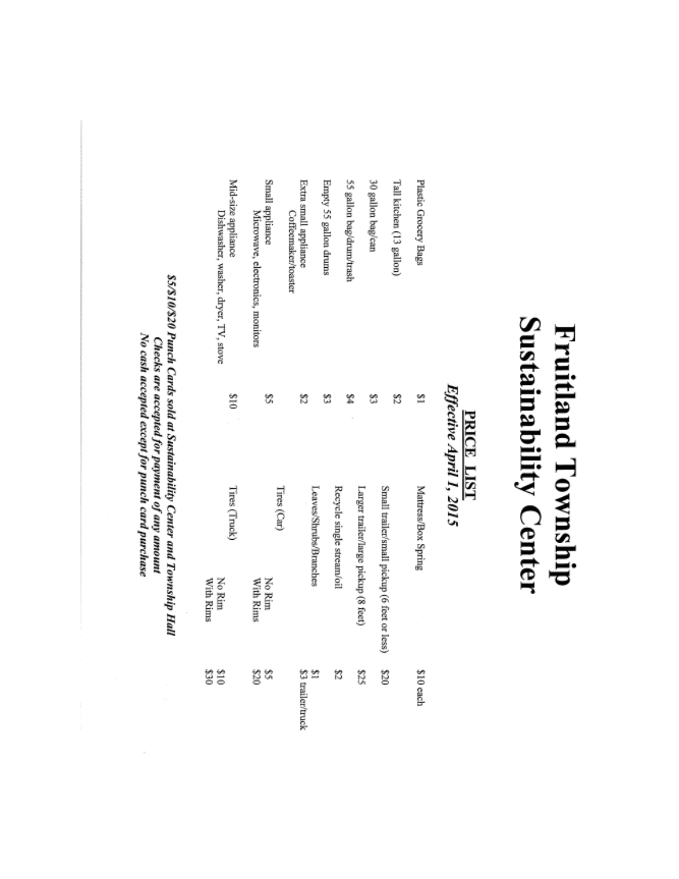# Fruitland Township Sustainability Center

## PRICE LIST

*Effective April 1, 2015*

| | | | | |
|---|---|---|---|---|
| Plastic Grocery Bags | $1 | Mattress/Box Spring | | $10 each |
| Tall kitchen (13 gallon) | $2 | Small trailer/small pickup (6 feet or less) | | $20 |
| 30 gallon bag/can | $3 | Larger trailer/large pickup (8 feet) | | $25 |
| 55 gallon bag/drum/trash | $4 | Recycle single stream/oil | | $2 |
| Empty 55 gallon drums | $3 | Leaves/Shrubs/Branches | | $1<br>$3 trailer/truck |
| Extra small appliance<br>Coffeemaker/toaster | $2 | | | |
| Small appliance<br>Microwave, electronics, monitors | $5 | Tires (Car) | No Rim<br>With Rims | $5<br>$20 |
| Mid-size appliance<br>Dishwasher, washer, dryer, TV, stove | $10 | Tires (Truck) | No Rim<br>With Rims | $10<br>$30 |

***$5/$10/$20 Punch Cards sold at Sustainability Center and Township Hall***

***Checks are accepted for payment of any amount***

***No cash accepted except for punch card purchase***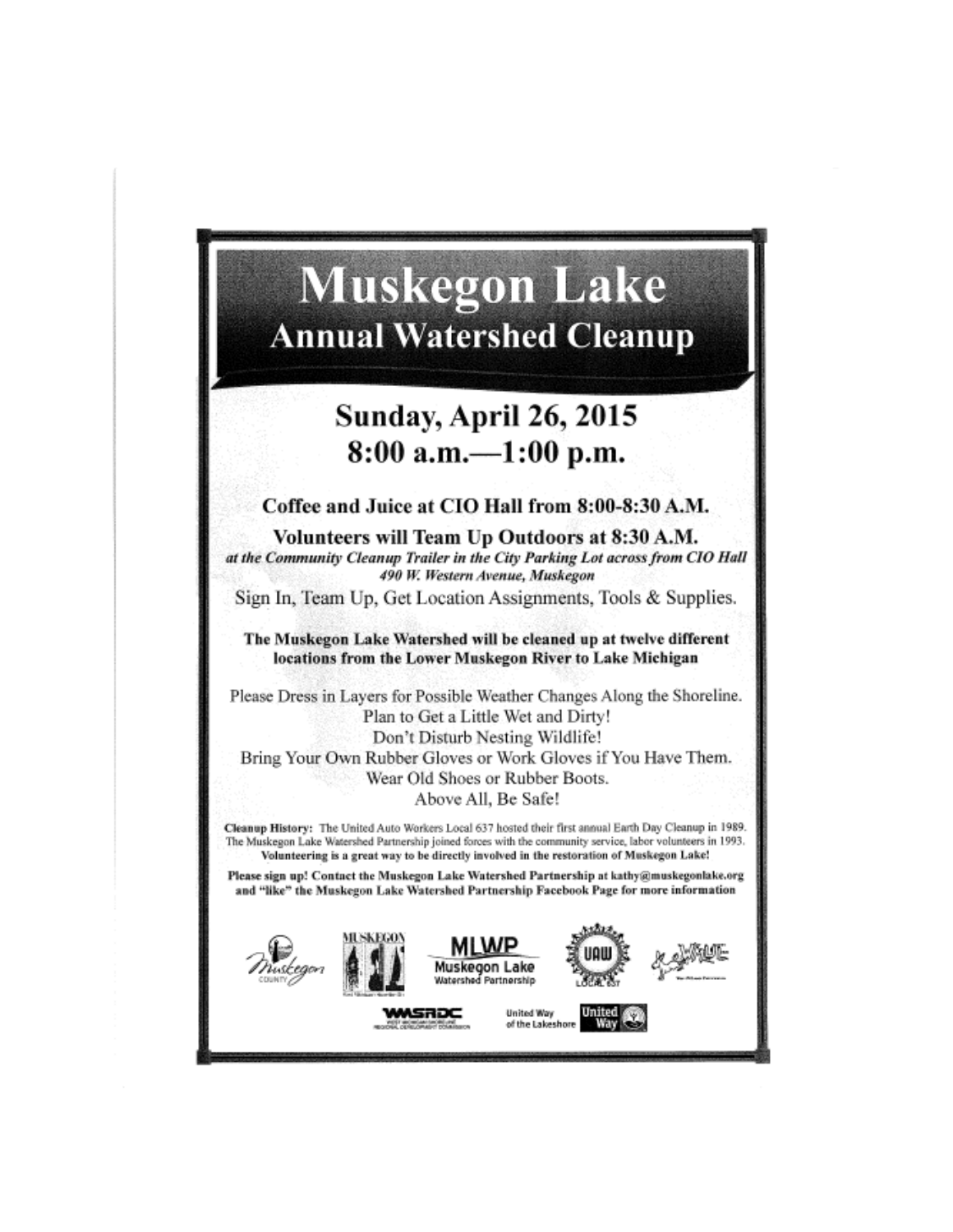# Muskegon Lake
## Annual Watershed Cleanup

## Sunday, April 26, 2015
## 8:00 a.m.—1:00 p.m.

### Coffee and Juice at CIO Hall from 8:00-8:30 A.M.

### Volunteers will Team Up Outdoors at 8:30 A.M.

***at the Community Cleanup Trailer in the City Parking Lot across from CIO Hall***
***490 W. Western Avenue, Muskegon***

Sign In, Team Up, Get Location Assignments, Tools & Supplies.

**The Muskegon Lake Watershed will be cleaned up at twelve different locations from the Lower Muskegon River to Lake Michigan**

Please Dress in Layers for Possible Weather Changes Along the Shoreline.
Plan to Get a Little Wet and Dirty!
Don't Disturb Nesting Wildlife!
Bring Your Own Rubber Gloves or Work Gloves if You Have Them.
Wear Old Shoes or Rubber Boots.
Above All, Be Safe!

**Cleanup History:** The United Auto Workers Local 637 hosted their first annual Earth Day Cleanup in 1989. The Muskegon Lake Watershed Partnership joined forces with the community service, labor volunteers in 1993. **Volunteering is a great way to be directly involved in the restoration of Muskegon Lake!**

**Please sign up! Contact the Muskegon Lake Watershed Partnership at kathy@muskegonlake.org and "like" the Muskegon Lake Watershed Partnership Facebook Page for more information**

Muskegon County | Muskegon | MLWP Muskegon Lake Watershed Partnership | UAW Local 637 | WMSRDC West Michigan Shoreline Regional Development Commission | United Way of the Lakeshore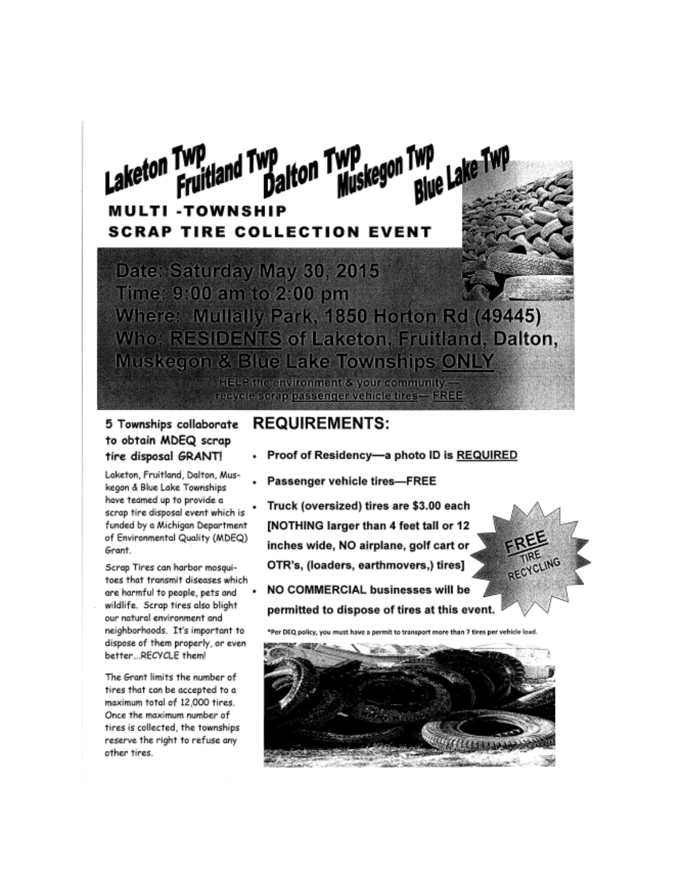# Laketon Twp Fruitland Twp Dalton Twp Muskegon Twp Blue Lake Twp

## MULTI -TOWNSHIP SCRAP TIRE COLLECTION EVENT

**Date: Saturday May 30, 2015**
**Time: 9:00 am to 2:00 pm**
**Where: Mullally Park, 1850 Horton Rd (49445)**
**Who: RESIDENTS of Laketon, Fruitland, Dalton, Muskegon & Blue Lake Townships ONLY**

HELP the environment & your community — recycle scrap passenger vehicle tires— FREE

### 5 Townships collaborate to obtain MDEQ scrap tire disposal GRANT!

Laketon, Fruitland, Dalton, Muskegon & Blue Lake Townships have teamed up to provide a scrap tire disposal event which is funded by a Michigan Department of Environmental Quality (MDEQ) Grant.

Scrap Tires can harbor mosquitoes that transmit diseases which are harmful to people, pets and wildlife. Scrap tires also blight our natural environment and neighborhoods. It's important to dispose of them properly, or even better...RECYCLE them!

The Grant limits the number of tires that can be accepted to a maximum total of 12,000 tires. Once the maximum number of tires is collected, the townships reserve the right to refuse any other tires.

## REQUIREMENTS:

- **Proof of Residency—a photo ID is REQUIRED**
- **Passenger vehicle tires—FREE**
- **Truck (oversized) tires are $3.00 each [NOTHING larger than 4 feet tall or 12 inches wide, NO airplane, golf cart or OTR's, (loaders, earthmovers,) tires]**
- **NO COMMERCIAL businesses will be permitted to dispose of tires at this event.**

FREE TIRE RECYCLING

*Per DEQ policy, you must have a permit to transport more than 7 tires per vehicle load.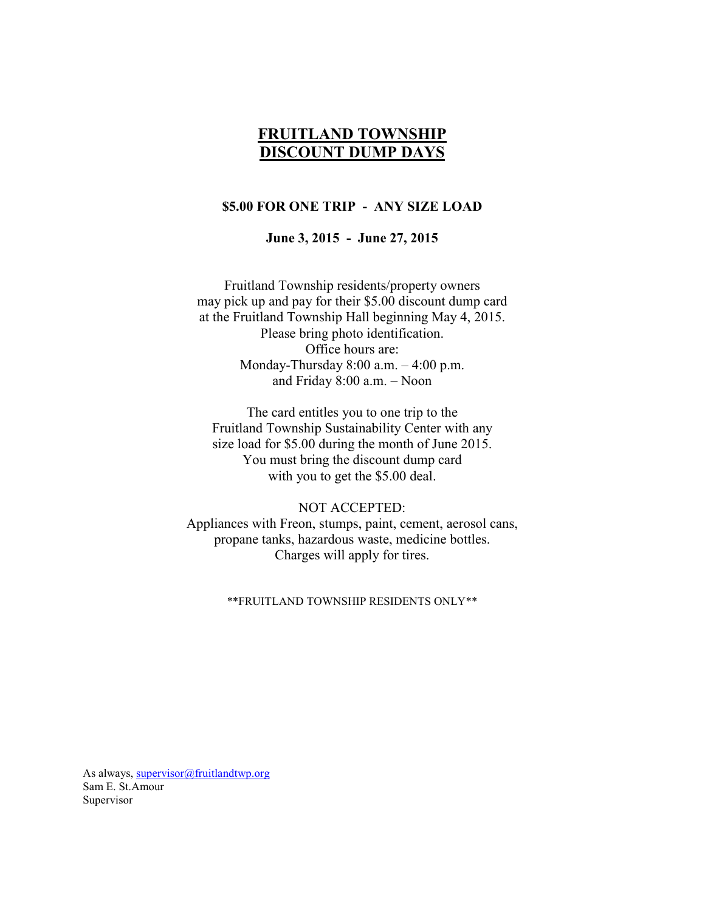# FRUITLAND TOWNSHIP DISCOUNT DUMP DAYS

**$5.00 FOR ONE TRIP - ANY SIZE LOAD**

**June 3, 2015 - June 27, 2015**

Fruitland Township residents/property owners
may pick up and pay for their $5.00 discount dump card
at the Fruitland Township Hall beginning May 4, 2015.
Please bring photo identification.
Office hours are:
Monday-Thursday 8:00 a.m. – 4:00 p.m.
and Friday 8:00 a.m. – Noon

The card entitles you to one trip to the
Fruitland Township Sustainability Center with any
size load for $5.00 during the month of June 2015.
You must bring the discount dump card
with you to get the $5.00 deal.

NOT ACCEPTED:
Appliances with Freon, stumps, paint, cement, aerosol cans,
propane tanks, hazardous waste, medicine bottles.
Charges will apply for tires.

**FRUITLAND TOWNSHIP RESIDENTS ONLY**

As always, supervisor@fruitlandtwp.org
Sam E. St.Amour
Supervisor